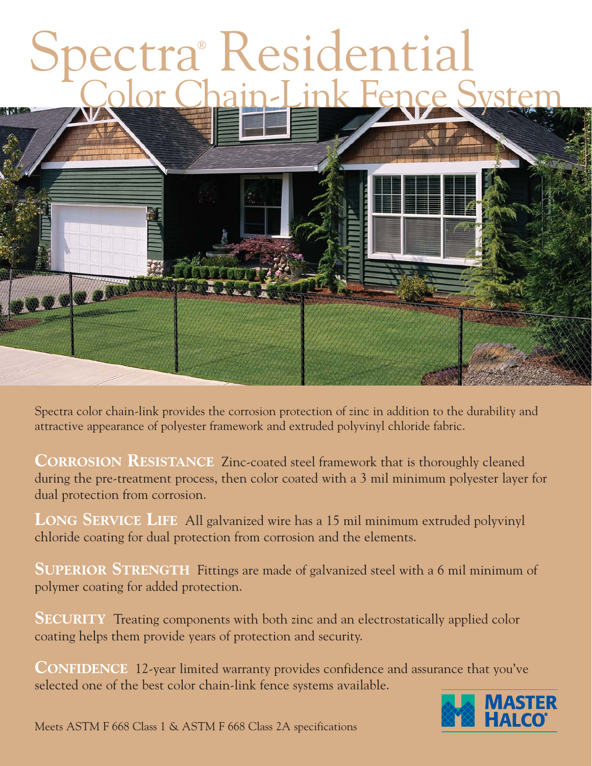# Spectra® Residential

## Color Chain-Link Fence System

Spectra color chain-link provides the corrosion protection of zinc in addition to the durability and attractive appearance of polyester framework and extruded polyvinyl chloride fabric.

**CORROSION RESISTANCE** Zinc-coated steel framework that is thoroughly cleaned during the pre-treatment process, then color coated with a 3 mil minimum polyester layer for dual protection from corrosion.

**LONG SERVICE LIFE** All galvanized wire has a 15 mil minimum extruded polyvinyl chloride coating for dual protection from corrosion and the elements.

**SUPERIOR STRENGTH** Fittings are made of galvanized steel with a 6 mil minimum of polymer coating for added protection.

**SECURITY** Treating components with both zinc and an electrostatically applied color coating helps them provide years of protection and security.

**CONFIDENCE** 12-year limited warranty provides confidence and assurance that you've selected one of the best color chain-link fence systems available.

Meets ASTM F 668 Class 1 & ASTM F 668 Class 2A specifications

MASTER HALCO®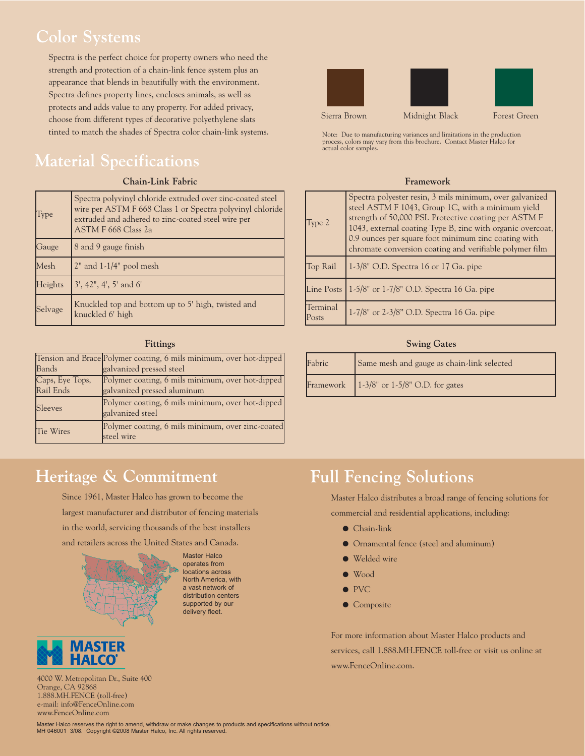## Color Systems

Spectra is the perfect choice for property owners who need the strength and protection of a chain-link fence system plus an appearance that blends in beautifully with the environment. Spectra defines property lines, encloses animals, as well as protects and adds value to any property. For added privacy, choose from different types of decorative polyethylene slats tinted to match the shades of Spectra color chain-link systems.

Sierra Brown

Midnight Black

Forest Green

Note: Due to manufacturing variances and limitations in the production process, colors may vary from this brochure. Contact Master Halco for actual color samples.

## Material Specifications

### Chain-Link Fabric

| | |
|---|---|
| Type | Spectra polyvinyl chloride extruded over zinc-coated steel wire per ASTM F 668 Class 1 or Spectra polyvinyl chloride extruded and adhered to zinc-coated steel wire per ASTM F 668 Class 2a |
| Gauge | 8 and 9 gauge finish |
| Mesh | 2" and 1-1/4" pool mesh |
| Heights | 3', 42", 4', 5' and 6' |
| Selvage | Knuckled top and bottom up to 5' high, twisted and knuckled 6' high |

### Framework

| | |
|---|---|
| Type 2 | Spectra polyester resin, 3 mils minimum, over galvanized steel ASTM F 1043, Group 1C, with a minimum yield strength of 50,000 PSI. Protective coating per ASTM F 1043, external coating Type B, zinc with organic overcoat, 0.9 ounces per square foot minimum zinc coating with chromate conversion coating and verifiable polymer film |
| Top Rail | 1-3/8" O.D. Spectra 16 or 17 Ga. pipe |
| Line Posts | 1-5/8" or 1-7/8" O.D. Spectra 16 Ga. pipe |
| Terminal Posts | 1-7/8" or 2-3/8" O.D. Spectra 16 Ga. pipe |

### Fittings

| | |
|---|---|
| Tension and Brace Bands | Polymer coating, 6 mils minimum, over hot-dipped galvanized pressed steel |
| Caps, Eye Tops, Rail Ends | Polymer coating, 6 mils minimum, over hot-dipped galvanized pressed aluminum |
| Sleeves | Polymer coating, 6 mils minimum, over hot-dipped galvanized steel |
| Tie Wires | Polymer coating, 6 mils minimum, over zinc-coated steel wire |

### Swing Gates

| | |
|---|---|
| Fabric | Same mesh and gauge as chain-link selected |
| Framework | 1-3/8" or 1-5/8" O.D. for gates |

## Heritage & Commitment

Since 1961, Master Halco has grown to become the largest manufacturer and distributor of fencing materials in the world, servicing thousands of the best installers and retailers across the United States and Canada.

Master Halco operates from locations across North America, with a vast network of distribution centers supported by our delivery fleet.

**MASTER HALCO®**

4000 W. Metropolitan Dr., Suite 400
Orange, CA 92868
1.888.MH.FENCE (toll-free)
e-mail: info@FenceOnline.com
www.FenceOnline.com

## Full Fencing Solutions

Master Halco distributes a broad range of fencing solutions for commercial and residential applications, including:

- Chain-link
- Ornamental fence (steel and aluminum)
- Welded wire
- Wood
- PVC
- Composite

For more information about Master Halco products and services, call 1.888.MH.FENCE toll-free or visit us online at www.FenceOnline.com.

Master Halco reserves the right to amend, withdraw or make changes to products and specifications without notice.
MH 046001 3/08. Copyright ©2008 Master Halco, Inc. All rights reserved.